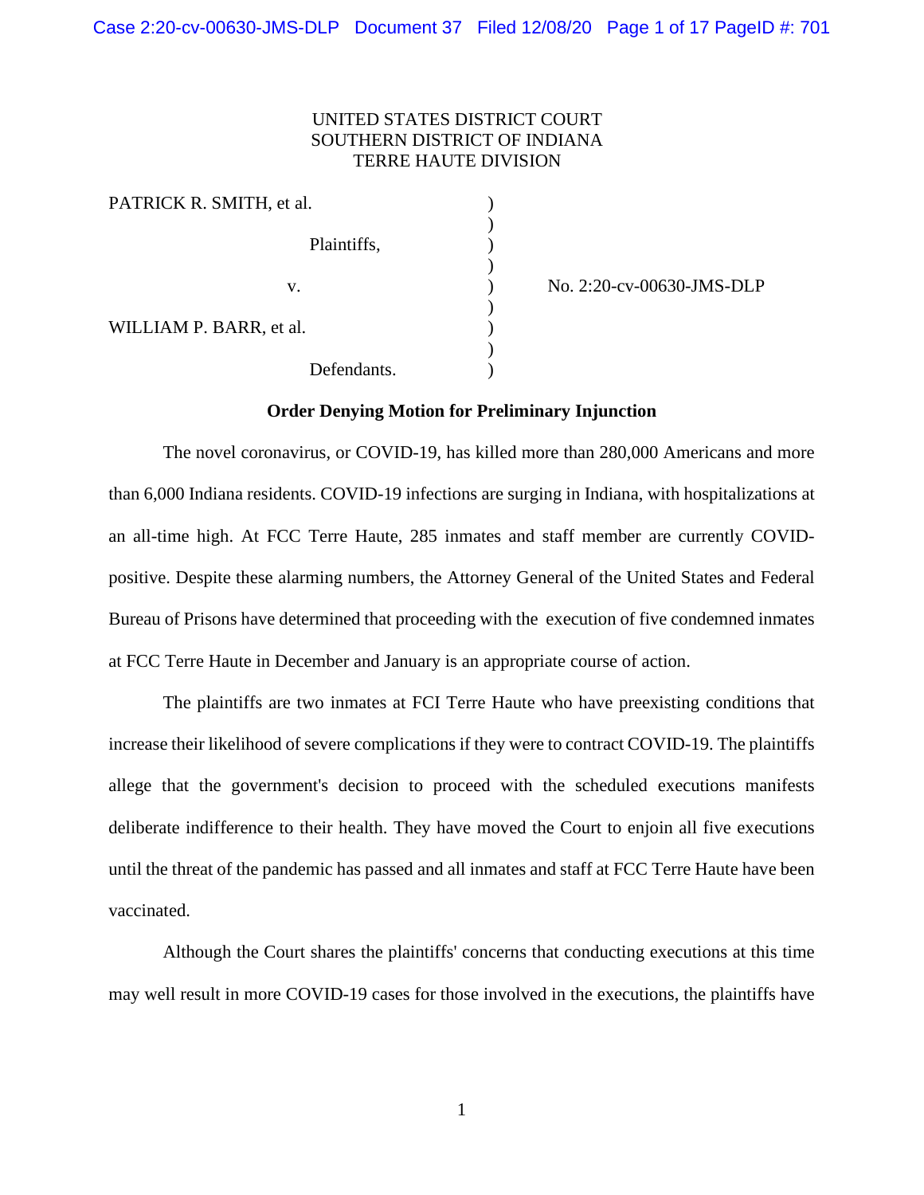UNITED STATES DISTRICT COURT
SOUTHERN DISTRICT OF INDIANA
TERRE HAUTE DIVISION

| | | |
|---|---|---|
| PATRICK R. SMITH, et al.<br><br>Plaintiffs,<br><br>v.<br><br>WILLIAM P. BARR, et al.<br><br>Defendants. | ) | No. 2:20-cv-00630-JMS-DLP |

**Order Denying Motion for Preliminary Injunction**

The novel coronavirus, or COVID-19, has killed more than 280,000 Americans and more than 6,000 Indiana residents. COVID-19 infections are surging in Indiana, with hospitalizations at an all-time high. At FCC Terre Haute, 285 inmates and staff member are currently COVID-positive. Despite these alarming numbers, the Attorney General of the United States and Federal Bureau of Prisons have determined that proceeding with the execution of five condemned inmates at FCC Terre Haute in December and January is an appropriate course of action.

The plaintiffs are two inmates at FCI Terre Haute who have preexisting conditions that increase their likelihood of severe complications if they were to contract COVID-19. The plaintiffs allege that the government's decision to proceed with the scheduled executions manifests deliberate indifference to their health. They have moved the Court to enjoin all five executions until the threat of the pandemic has passed and all inmates and staff at FCC Terre Haute have been vaccinated.

Although the Court shares the plaintiffs' concerns that conducting executions at this time may well result in more COVID-19 cases for those involved in the executions, the plaintiffs have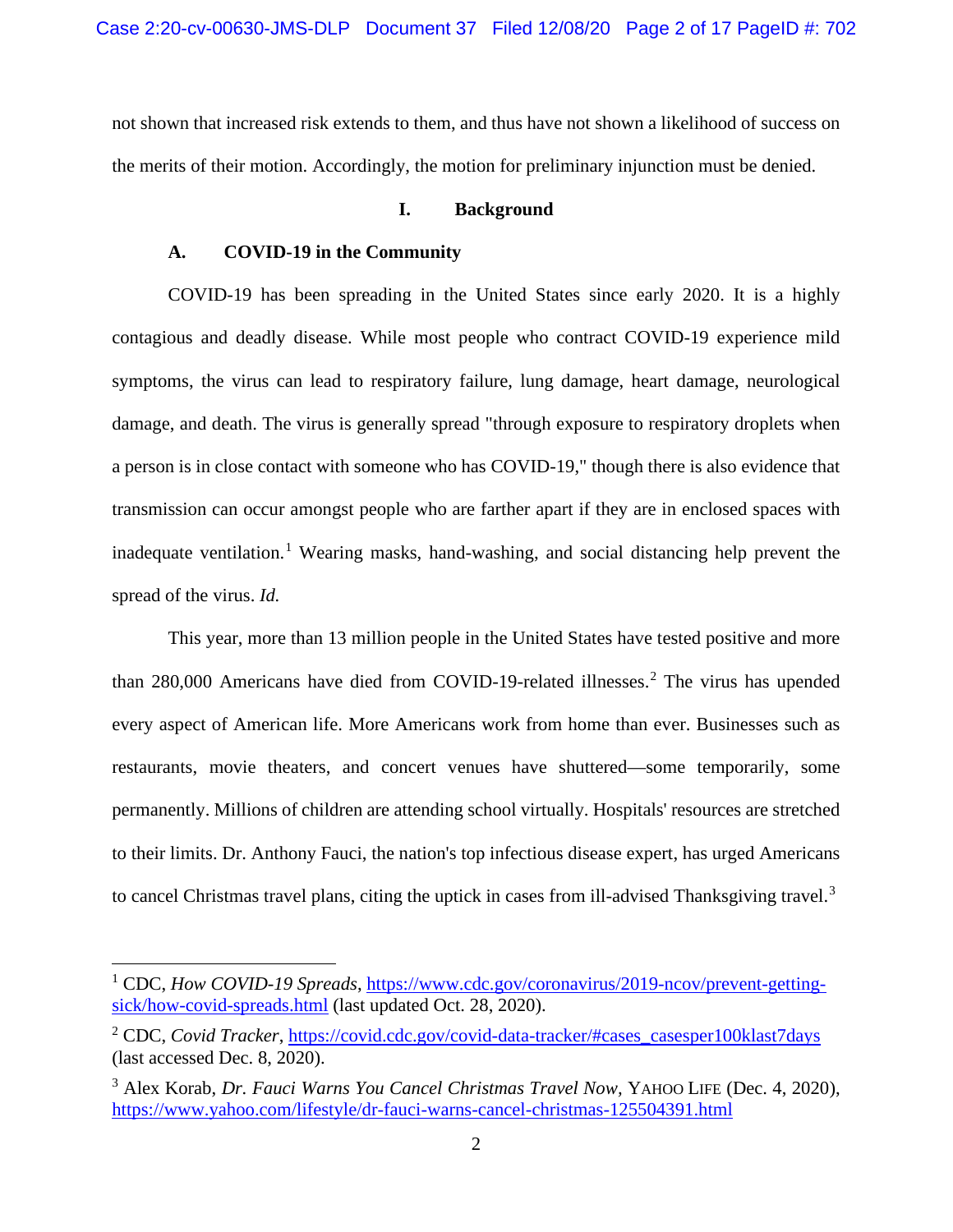not shown that increased risk extends to them, and thus have not shown a likelihood of success on the merits of their motion. Accordingly, the motion for preliminary injunction must be denied.

## I. Background

### A. COVID-19 in the Community

COVID-19 has been spreading in the United States since early 2020. It is a highly contagious and deadly disease. While most people who contract COVID-19 experience mild symptoms, the virus can lead to respiratory failure, lung damage, heart damage, neurological damage, and death. The virus is generally spread "through exposure to respiratory droplets when a person is in close contact with someone who has COVID-19," though there is also evidence that transmission can occur amongst people who are farther apart if they are in enclosed spaces with inadequate ventilation.[1] Wearing masks, hand-washing, and social distancing help prevent the spread of the virus. *Id.*

This year, more than 13 million people in the United States have tested positive and more than 280,000 Americans have died from COVID-19-related illnesses.[2] The virus has upended every aspect of American life. More Americans work from home than ever. Businesses such as restaurants, movie theaters, and concert venues have shuttered—some temporarily, some permanently. Millions of children are attending school virtually. Hospitals' resources are stretched to their limits. Dr. Anthony Fauci, the nation's top infectious disease expert, has urged Americans to cancel Christmas travel plans, citing the uptick in cases from ill-advised Thanksgiving travel.[3]

---

[1] CDC, *How COVID-19 Spreads*, https://www.cdc.gov/coronavirus/2019-ncov/prevent-getting-sick/how-covid-spreads.html (last updated Oct. 28, 2020).

[2] CDC, *Covid Tracker*, https://covid.cdc.gov/covid-data-tracker/#cases_casesper100klast7days (last accessed Dec. 8, 2020).

[3] Alex Korab, *Dr. Fauci Warns You Cancel Christmas Travel Now*, YAHOO LIFE (Dec. 4, 2020), https://www.yahoo.com/lifestyle/dr-fauci-warns-cancel-christmas-125504391.html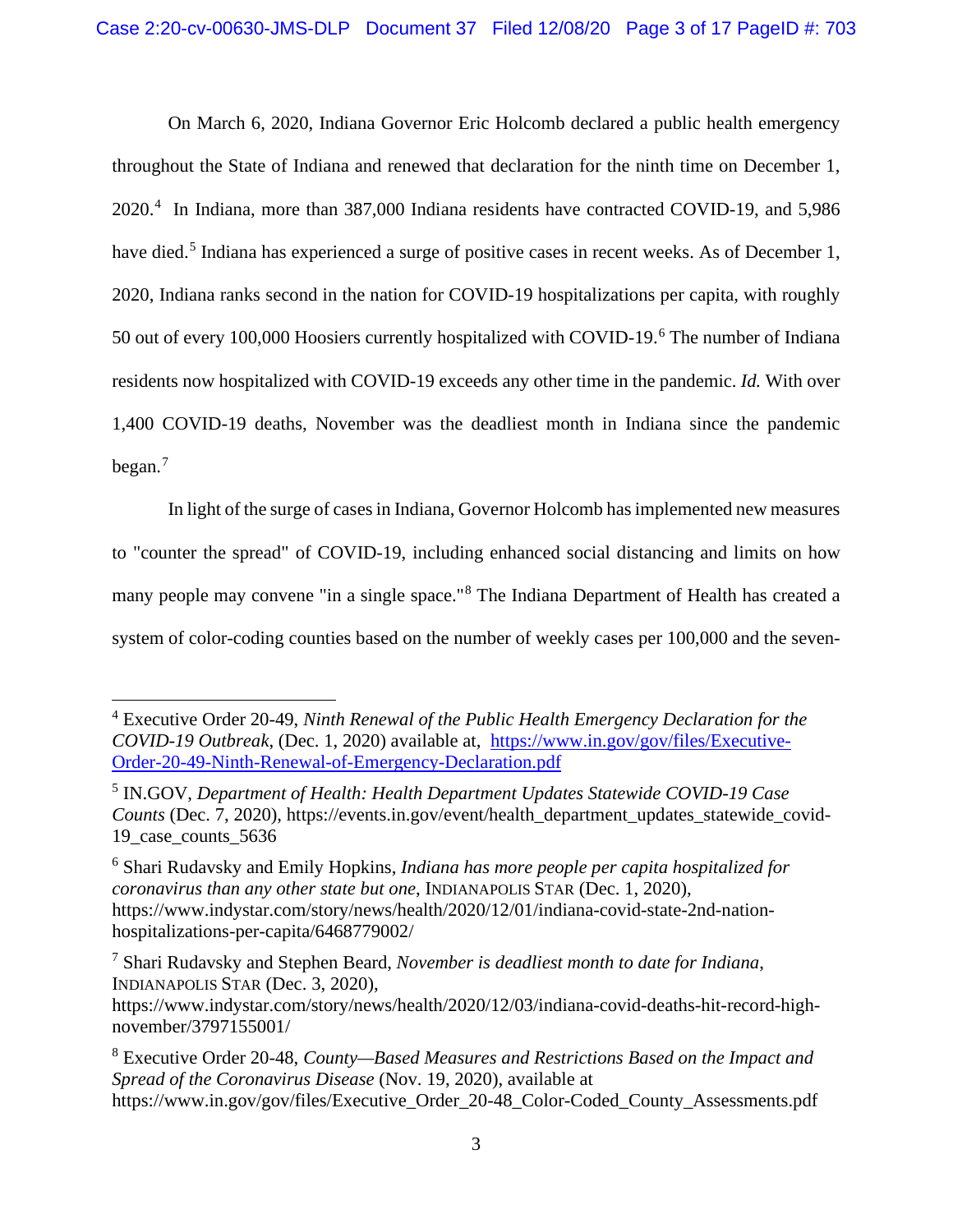On March 6, 2020, Indiana Governor Eric Holcomb declared a public health emergency throughout the State of Indiana and renewed that declaration for the ninth time on December 1, 2020.[4] In Indiana, more than 387,000 Indiana residents have contracted COVID-19, and 5,986 have died.[5] Indiana has experienced a surge of positive cases in recent weeks. As of December 1, 2020, Indiana ranks second in the nation for COVID-19 hospitalizations per capita, with roughly 50 out of every 100,000 Hoosiers currently hospitalized with COVID-19.[6] The number of Indiana residents now hospitalized with COVID-19 exceeds any other time in the pandemic. *Id.* With over 1,400 COVID-19 deaths, November was the deadliest month in Indiana since the pandemic began.[7]

In light of the surge of cases in Indiana, Governor Holcomb has implemented new measures to "counter the spread" of COVID-19, including enhanced social distancing and limits on how many people may convene "in a single space."[8] The Indiana Department of Health has created a system of color-coding counties based on the number of weekly cases per 100,000 and the seven-

---

[4] Executive Order 20-49, *Ninth Renewal of the Public Health Emergency Declaration for the COVID-19 Outbreak*, (Dec. 1, 2020) available at, https://www.in.gov/gov/files/Executive-Order-20-49-Ninth-Renewal-of-Emergency-Declaration.pdf

[5] IN.GOV, *Department of Health: Health Department Updates Statewide COVID-19 Case Counts* (Dec. 7, 2020), https://events.in.gov/event/health_department_updates_statewide_covid-19_case_counts_5636

[6] Shari Rudavsky and Emily Hopkins, *Indiana has more people per capita hospitalized for coronavirus than any other state but one*, INDIANAPOLIS STAR (Dec. 1, 2020), https://www.indystar.com/story/news/health/2020/12/01/indiana-covid-state-2nd-nation-hospitalizations-per-capita/6468779002/

[7] Shari Rudavsky and Stephen Beard, *November is deadliest month to date for Indiana*, INDIANAPOLIS STAR (Dec. 3, 2020), https://www.indystar.com/story/news/health/2020/12/03/indiana-covid-deaths-hit-record-high-november/3797155001/

[8] Executive Order 20-48, *County—Based Measures and Restrictions Based on the Impact and Spread of the Coronavirus Disease* (Nov. 19, 2020), available at https://www.in.gov/gov/files/Executive_Order_20-48_Color-Coded_County_Assessments.pdf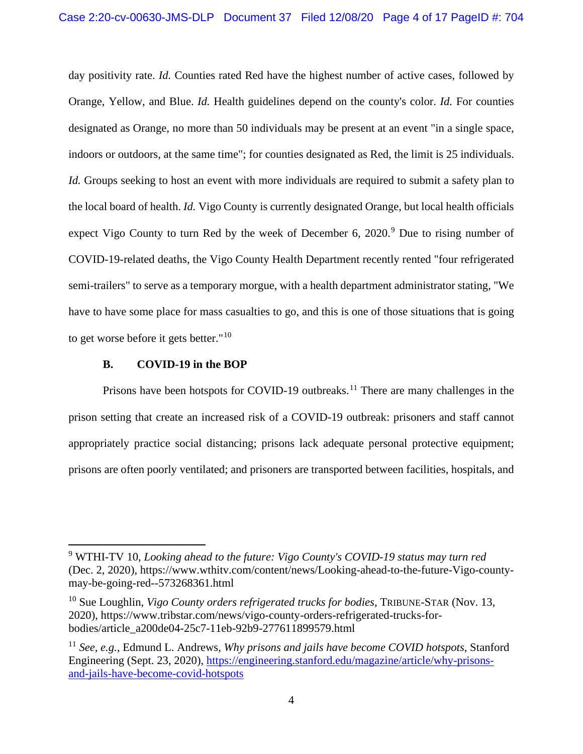day positivity rate. *Id.* Counties rated Red have the highest number of active cases, followed by Orange, Yellow, and Blue. *Id.* Health guidelines depend on the county's color. *Id.* For counties designated as Orange, no more than 50 individuals may be present at an event "in a single space, indoors or outdoors, at the same time"; for counties designated as Red, the limit is 25 individuals. *Id.* Groups seeking to host an event with more individuals are required to submit a safety plan to the local board of health. *Id.* Vigo County is currently designated Orange, but local health officials expect Vigo County to turn Red by the week of December 6, 2020.[9] Due to rising number of COVID-19-related deaths, the Vigo County Health Department recently rented "four refrigerated semi-trailers" to serve as a temporary morgue, with a health department administrator stating, "We have to have some place for mass casualties to go, and this is one of those situations that is going to get worse before it gets better."[10]

### B. COVID-19 in the BOP

Prisons have been hotspots for COVID-19 outbreaks.[11] There are many challenges in the prison setting that create an increased risk of a COVID-19 outbreak: prisoners and staff cannot appropriately practice social distancing; prisons lack adequate personal protective equipment; prisons are often poorly ventilated; and prisoners are transported between facilities, hospitals, and

---

[9] WTHI-TV 10, *Looking ahead to the future: Vigo County's COVID-19 status may turn red* (Dec. 2, 2020), https://www.wthitv.com/content/news/Looking-ahead-to-the-future-Vigo-county-may-be-going-red--573268361.html

[10] Sue Loughlin, *Vigo County orders refrigerated trucks for bodies*, TRIBUNE-STAR (Nov. 13, 2020), https://www.tribstar.com/news/vigo-county-orders-refrigerated-trucks-for-bodies/article_a200de04-25c7-11eb-92b9-277611899579.html

[11] *See, e.g.*, Edmund L. Andrews, *Why prisons and jails have become COVID hotspots*, Stanford Engineering (Sept. 23, 2020), https://engineering.stanford.edu/magazine/article/why-prisons-and-jails-have-become-covid-hotspots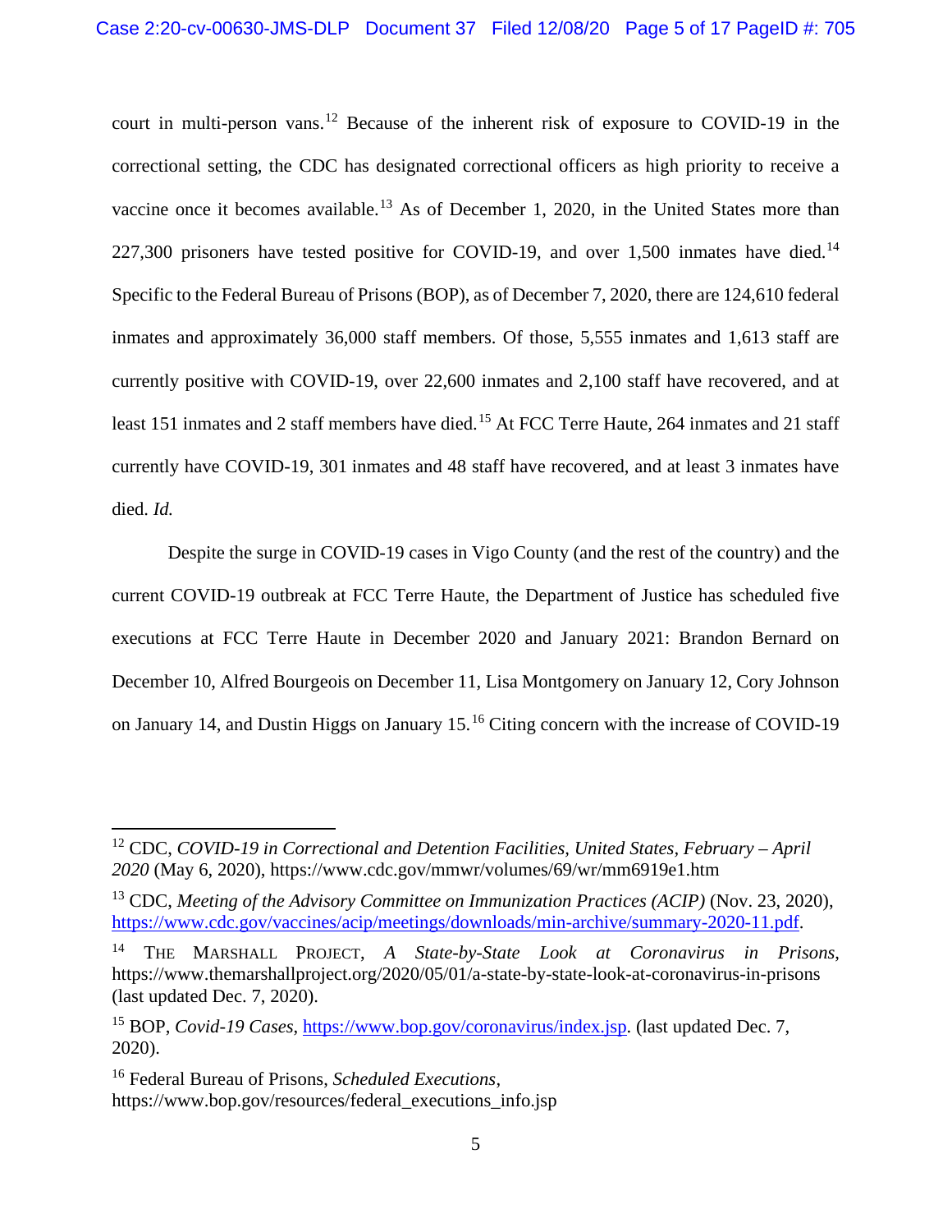court in multi-person vans.[12] Because of the inherent risk of exposure to COVID-19 in the correctional setting, the CDC has designated correctional officers as high priority to receive a vaccine once it becomes available.[13] As of December 1, 2020, in the United States more than 227,300 prisoners have tested positive for COVID-19, and over 1,500 inmates have died.[14] Specific to the Federal Bureau of Prisons (BOP), as of December 7, 2020, there are 124,610 federal inmates and approximately 36,000 staff members. Of those, 5,555 inmates and 1,613 staff are currently positive with COVID-19, over 22,600 inmates and 2,100 staff have recovered, and at least 151 inmates and 2 staff members have died.[15] At FCC Terre Haute, 264 inmates and 21 staff currently have COVID-19, 301 inmates and 48 staff have recovered, and at least 3 inmates have died. *Id.*

Despite the surge in COVID-19 cases in Vigo County (and the rest of the country) and the current COVID-19 outbreak at FCC Terre Haute, the Department of Justice has scheduled five executions at FCC Terre Haute in December 2020 and January 2021: Brandon Bernard on December 10, Alfred Bourgeois on December 11, Lisa Montgomery on January 12, Cory Johnson on January 14, and Dustin Higgs on January 15.[16] Citing concern with the increase of COVID-19

---

[12] CDC, *COVID-19 in Correctional and Detention Facilities, United States, February – April 2020* (May 6, 2020), https://www.cdc.gov/mmwr/volumes/69/wr/mm6919e1.htm

[13] CDC, *Meeting of the Advisory Committee on Immunization Practices (ACIP)* (Nov. 23, 2020), https://www.cdc.gov/vaccines/acip/meetings/downloads/min-archive/summary-2020-11.pdf.

[14] THE MARSHALL PROJECT, *A State-by-State Look at Coronavirus in Prisons*, https://www.themarshallproject.org/2020/05/01/a-state-by-state-look-at-coronavirus-in-prisons (last updated Dec. 7, 2020).

[15] BOP, *Covid-19 Cases*, https://www.bop.gov/coronavirus/index.jsp. (last updated Dec. 7, 2020).

[16] Federal Bureau of Prisons, *Scheduled Executions*, https://www.bop.gov/resources/federal_executions_info.jsp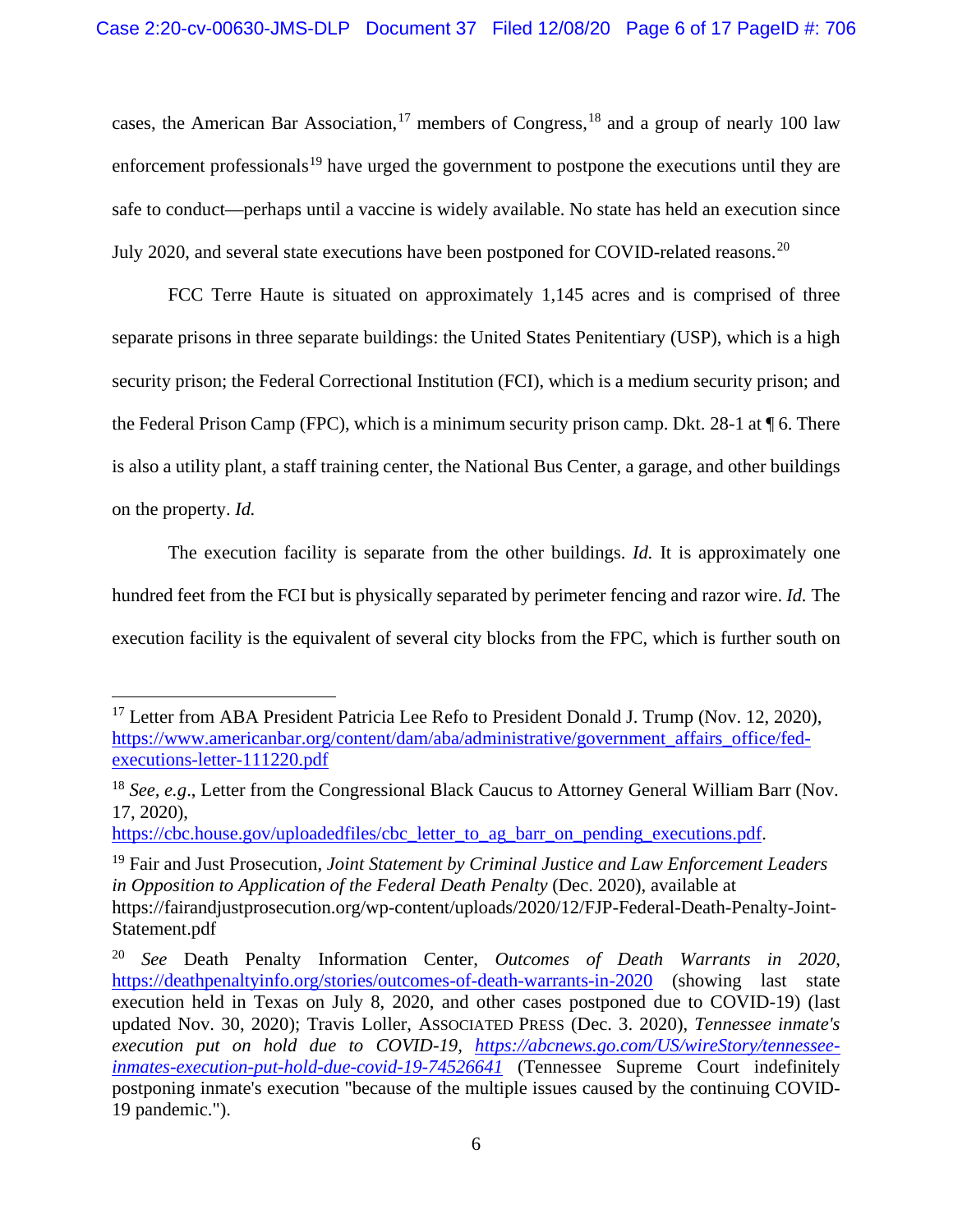cases, the American Bar Association,[17] members of Congress,[18] and a group of nearly 100 law enforcement professionals[19] have urged the government to postpone the executions until they are safe to conduct—perhaps until a vaccine is widely available. No state has held an execution since July 2020, and several state executions have been postponed for COVID-related reasons.[20]

FCC Terre Haute is situated on approximately 1,145 acres and is comprised of three separate prisons in three separate buildings: the United States Penitentiary (USP), which is a high security prison; the Federal Correctional Institution (FCI), which is a medium security prison; and the Federal Prison Camp (FPC), which is a minimum security prison camp. Dkt. 28-1 at ¶ 6. There is also a utility plant, a staff training center, the National Bus Center, a garage, and other buildings on the property. *Id.*

The execution facility is separate from the other buildings. *Id.* It is approximately one hundred feet from the FCI but is physically separated by perimeter fencing and razor wire. *Id.* The execution facility is the equivalent of several city blocks from the FPC, which is further south on

---

[17] Letter from ABA President Patricia Lee Refo to President Donald J. Trump (Nov. 12, 2020), https://www.americanbar.org/content/dam/aba/administrative/government_affairs_office/fed-executions-letter-111220.pdf

[18] *See, e.g*., Letter from the Congressional Black Caucus to Attorney General William Barr (Nov. 17, 2020), https://cbc.house.gov/uploadedfiles/cbc_letter_to_ag_barr_on_pending_executions.pdf.

[19] Fair and Just Prosecution, *Joint Statement by Criminal Justice and Law Enforcement Leaders in Opposition to Application of the Federal Death Penalty* (Dec. 2020), available at https://fairandjustprosecution.org/wp-content/uploads/2020/12/FJP-Federal-Death-Penalty-Joint-Statement.pdf

[20] *See* Death Penalty Information Center, *Outcomes of Death Warrants in 2020*, https://deathpenaltyinfo.org/stories/outcomes-of-death-warrants-in-2020 (showing last state execution held in Texas on July 8, 2020, and other cases postponed due to COVID-19) (last updated Nov. 30, 2020); Travis Loller, Associated Press (Dec. 3. 2020), *Tennessee inmate's execution put on hold due to COVID-19, https://abcnews.go.com/US/wireStory/tennessee-inmates-execution-put-hold-due-covid-19-74526641* (Tennessee Supreme Court indefinitely postponing inmate's execution "because of the multiple issues caused by the continuing COVID-19 pandemic.").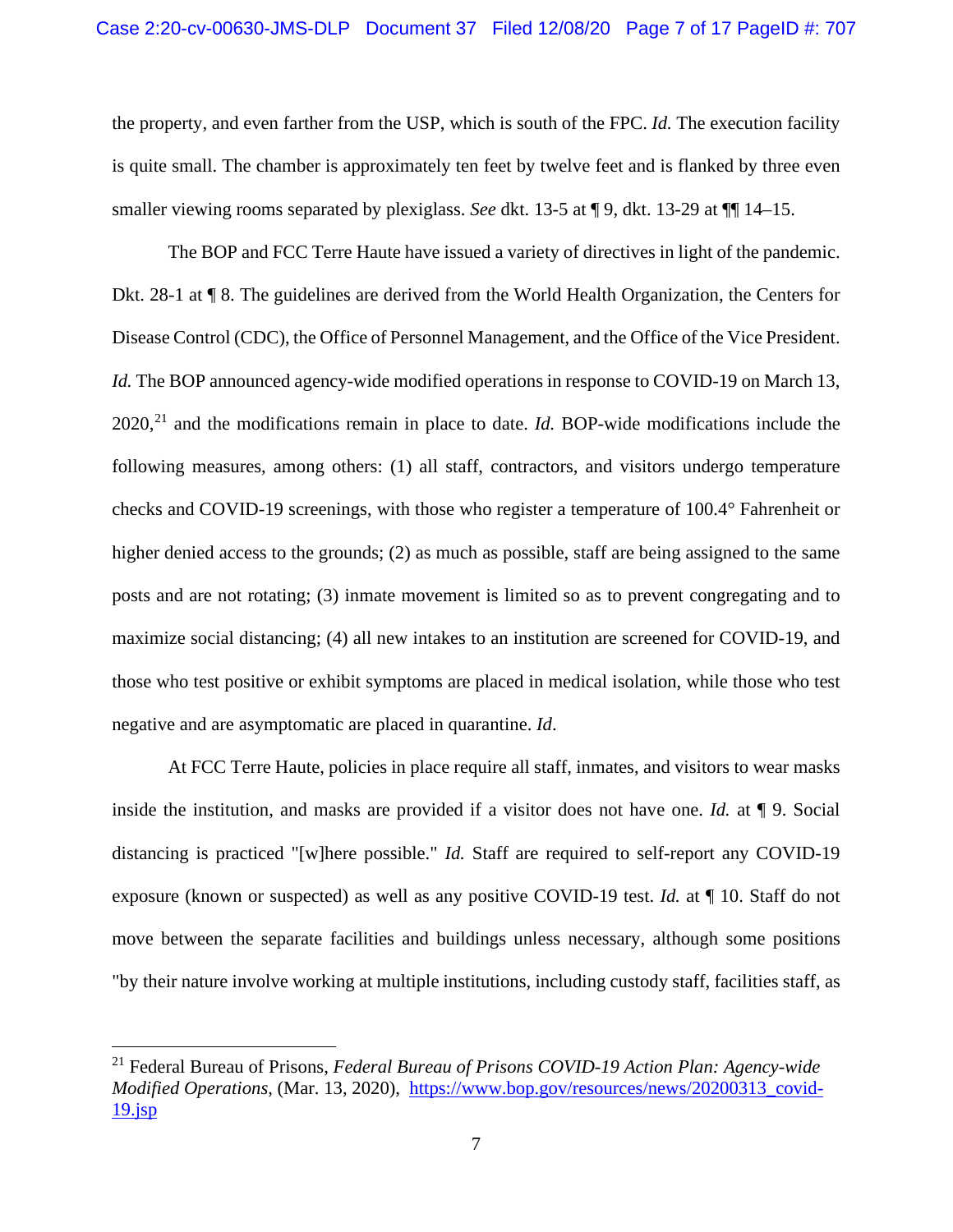the property, and even farther from the USP, which is south of the FPC. *Id.* The execution facility is quite small. The chamber is approximately ten feet by twelve feet and is flanked by three even smaller viewing rooms separated by plexiglass. *See* dkt. 13-5 at ¶ 9, dkt. 13-29 at ¶¶ 14–15.

The BOP and FCC Terre Haute have issued a variety of directives in light of the pandemic. Dkt. 28-1 at ¶ 8. The guidelines are derived from the World Health Organization, the Centers for Disease Control (CDC), the Office of Personnel Management, and the Office of the Vice President. *Id.* The BOP announced agency-wide modified operations in response to COVID-19 on March 13, 2020,[21] and the modifications remain in place to date. *Id.* BOP-wide modifications include the following measures, among others: (1) all staff, contractors, and visitors undergo temperature checks and COVID-19 screenings, with those who register a temperature of 100.4° Fahrenheit or higher denied access to the grounds; (2) as much as possible, staff are being assigned to the same posts and are not rotating; (3) inmate movement is limited so as to prevent congregating and to maximize social distancing; (4) all new intakes to an institution are screened for COVID-19, and those who test positive or exhibit symptoms are placed in medical isolation, while those who test negative and are asymptomatic are placed in quarantine. *Id*.

At FCC Terre Haute, policies in place require all staff, inmates, and visitors to wear masks inside the institution, and masks are provided if a visitor does not have one. *Id.* at ¶ 9. Social distancing is practiced "[w]here possible." *Id.* Staff are required to self-report any COVID-19 exposure (known or suspected) as well as any positive COVID-19 test. *Id.* at ¶ 10. Staff do not move between the separate facilities and buildings unless necessary, although some positions "by their nature involve working at multiple institutions, including custody staff, facilities staff, as

---

[21] Federal Bureau of Prisons, *Federal Bureau of Prisons COVID-19 Action Plan: Agency-wide Modified Operations*, (Mar. 13, 2020), https://www.bop.gov/resources/news/20200313_covid-19.jsp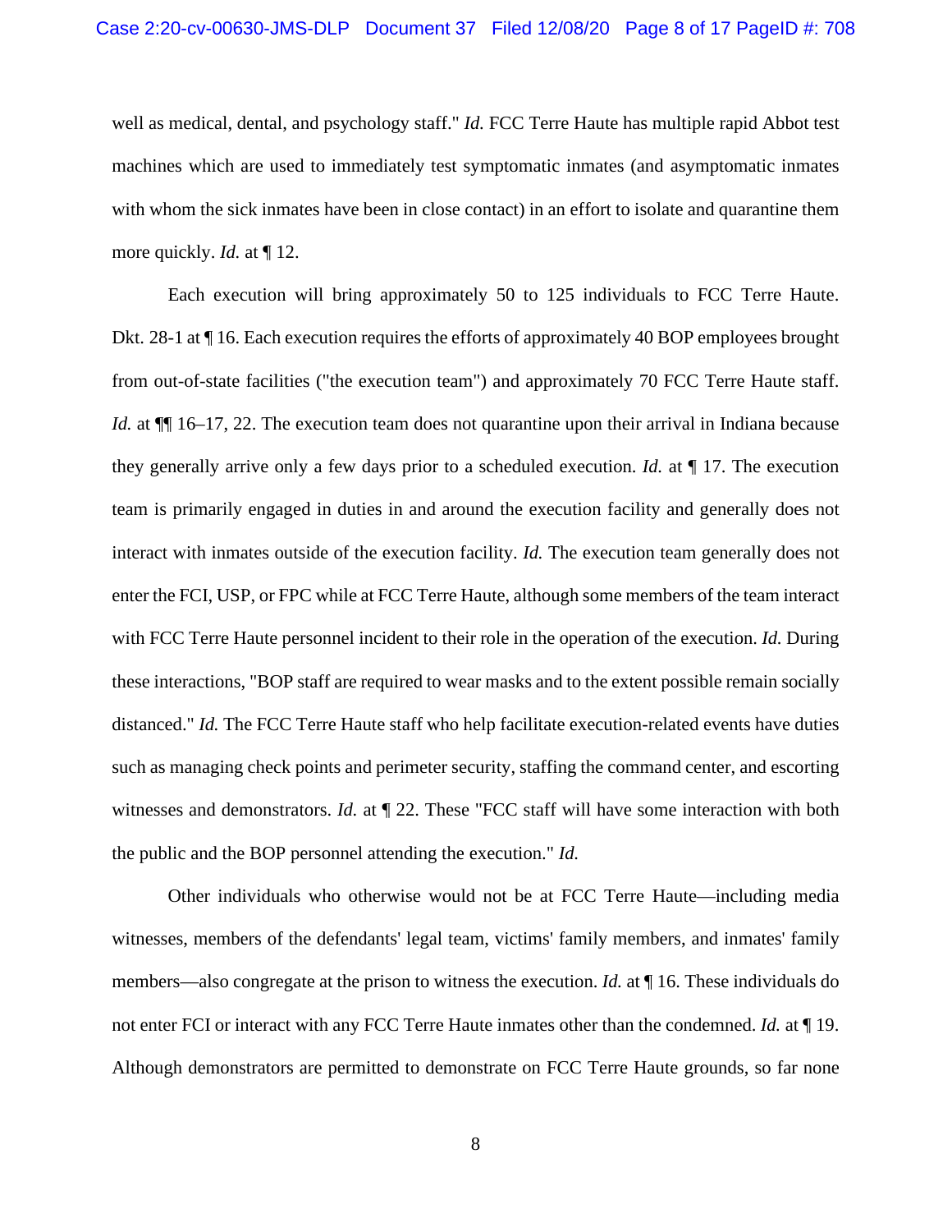well as medical, dental, and psychology staff." *Id.* FCC Terre Haute has multiple rapid Abbot test machines which are used to immediately test symptomatic inmates (and asymptomatic inmates with whom the sick inmates have been in close contact) in an effort to isolate and quarantine them more quickly. *Id.* at ¶ 12.

Each execution will bring approximately 50 to 125 individuals to FCC Terre Haute. Dkt. 28-1 at ¶ 16. Each execution requires the efforts of approximately 40 BOP employees brought from out-of-state facilities ("the execution team") and approximately 70 FCC Terre Haute staff. *Id.* at ¶¶ 16–17, 22. The execution team does not quarantine upon their arrival in Indiana because they generally arrive only a few days prior to a scheduled execution. *Id.* at ¶ 17. The execution team is primarily engaged in duties in and around the execution facility and generally does not interact with inmates outside of the execution facility. *Id.* The execution team generally does not enter the FCI, USP, or FPC while at FCC Terre Haute, although some members of the team interact with FCC Terre Haute personnel incident to their role in the operation of the execution. *Id.* During these interactions, "BOP staff are required to wear masks and to the extent possible remain socially distanced." *Id.* The FCC Terre Haute staff who help facilitate execution-related events have duties such as managing check points and perimeter security, staffing the command center, and escorting witnesses and demonstrators. *Id.* at ¶ 22. These "FCC staff will have some interaction with both the public and the BOP personnel attending the execution." *Id.*

Other individuals who otherwise would not be at FCC Terre Haute—including media witnesses, members of the defendants' legal team, victims' family members, and inmates' family members—also congregate at the prison to witness the execution. *Id.* at ¶ 16. These individuals do not enter FCI or interact with any FCC Terre Haute inmates other than the condemned. *Id.* at ¶ 19. Although demonstrators are permitted to demonstrate on FCC Terre Haute grounds, so far none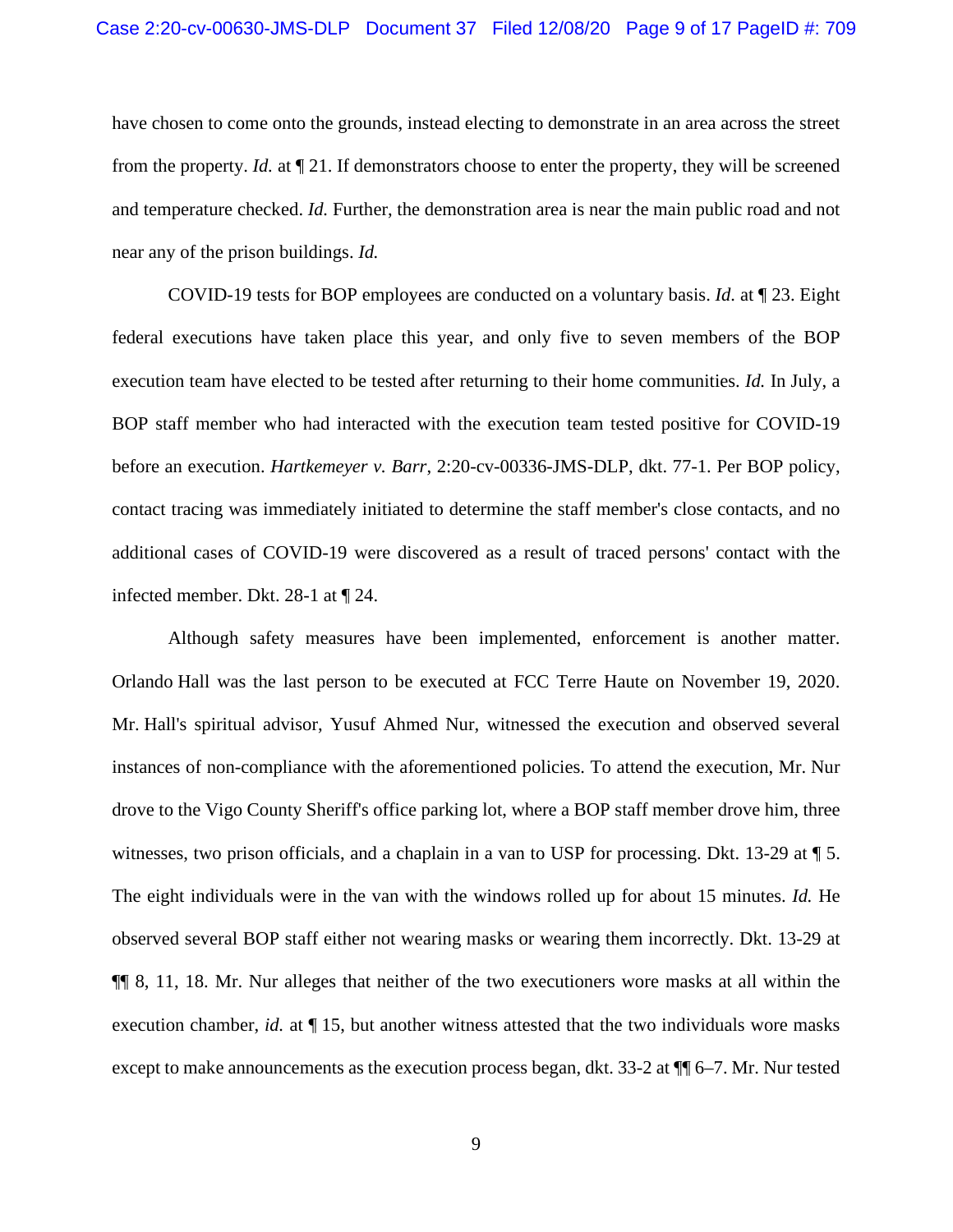have chosen to come onto the grounds, instead electing to demonstrate in an area across the street from the property. *Id.* at ¶ 21. If demonstrators choose to enter the property, they will be screened and temperature checked. *Id.* Further, the demonstration area is near the main public road and not near any of the prison buildings. *Id.*

COVID-19 tests for BOP employees are conducted on a voluntary basis. *Id*. at ¶ 23. Eight federal executions have taken place this year, and only five to seven members of the BOP execution team have elected to be tested after returning to their home communities. *Id.* In July, a BOP staff member who had interacted with the execution team tested positive for COVID-19 before an execution. *Hartkemeyer v. Barr*, 2:20-cv-00336-JMS-DLP, dkt. 77-1. Per BOP policy, contact tracing was immediately initiated to determine the staff member's close contacts, and no additional cases of COVID-19 were discovered as a result of traced persons' contact with the infected member. Dkt. 28-1 at ¶ 24.

Although safety measures have been implemented, enforcement is another matter. Orlando Hall was the last person to be executed at FCC Terre Haute on November 19, 2020. Mr. Hall's spiritual advisor, Yusuf Ahmed Nur, witnessed the execution and observed several instances of non-compliance with the aforementioned policies. To attend the execution, Mr. Nur drove to the Vigo County Sheriff's office parking lot, where a BOP staff member drove him, three witnesses, two prison officials, and a chaplain in a van to USP for processing. Dkt. 13-29 at ¶ 5. The eight individuals were in the van with the windows rolled up for about 15 minutes. *Id.* He observed several BOP staff either not wearing masks or wearing them incorrectly. Dkt. 13-29 at ¶¶ 8, 11, 18. Mr. Nur alleges that neither of the two executioners wore masks at all within the execution chamber, *id.* at ¶ 15, but another witness attested that the two individuals wore masks except to make announcements as the execution process began, dkt. 33-2 at ¶¶ 6–7. Mr. Nur tested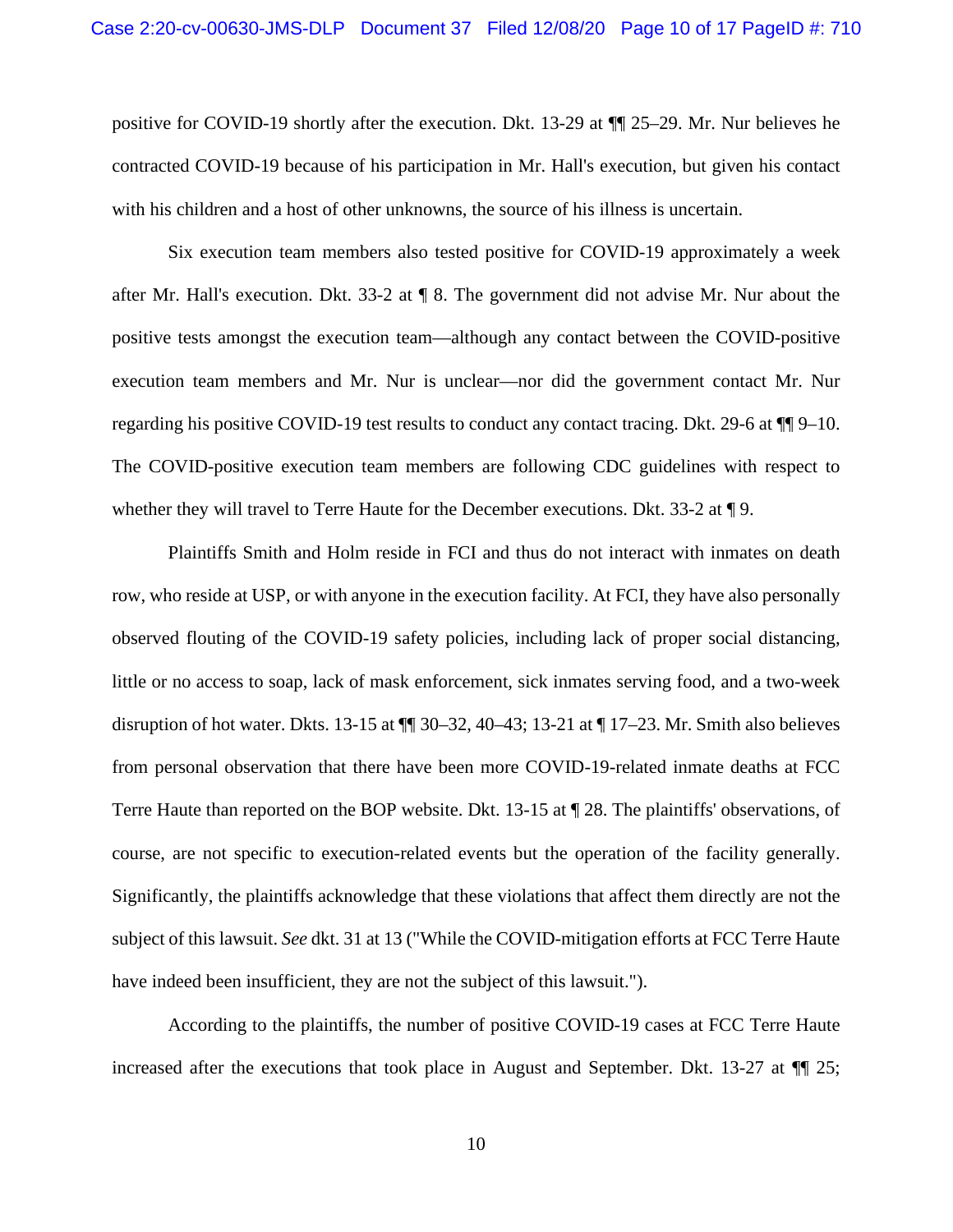positive for COVID-19 shortly after the execution. Dkt. 13-29 at ¶¶ 25–29. Mr. Nur believes he contracted COVID-19 because of his participation in Mr. Hall's execution, but given his contact with his children and a host of other unknowns, the source of his illness is uncertain.

Six execution team members also tested positive for COVID-19 approximately a week after Mr. Hall's execution. Dkt. 33-2 at ¶ 8. The government did not advise Mr. Nur about the positive tests amongst the execution team—although any contact between the COVID-positive execution team members and Mr. Nur is unclear—nor did the government contact Mr. Nur regarding his positive COVID-19 test results to conduct any contact tracing. Dkt. 29-6 at ¶¶ 9–10. The COVID-positive execution team members are following CDC guidelines with respect to whether they will travel to Terre Haute for the December executions. Dkt. 33-2 at ¶ 9.

Plaintiffs Smith and Holm reside in FCI and thus do not interact with inmates on death row, who reside at USP, or with anyone in the execution facility. At FCI, they have also personally observed flouting of the COVID-19 safety policies, including lack of proper social distancing, little or no access to soap, lack of mask enforcement, sick inmates serving food, and a two-week disruption of hot water. Dkts. 13-15 at ¶¶ 30–32, 40–43; 13-21 at ¶ 17–23. Mr. Smith also believes from personal observation that there have been more COVID-19-related inmate deaths at FCC Terre Haute than reported on the BOP website. Dkt. 13-15 at ¶ 28. The plaintiffs' observations, of course, are not specific to execution-related events but the operation of the facility generally. Significantly, the plaintiffs acknowledge that these violations that affect them directly are not the subject of this lawsuit. *See* dkt. 31 at 13 ("While the COVID-mitigation efforts at FCC Terre Haute have indeed been insufficient, they are not the subject of this lawsuit.").

According to the plaintiffs, the number of positive COVID-19 cases at FCC Terre Haute increased after the executions that took place in August and September. Dkt. 13-27 at ¶¶ 25;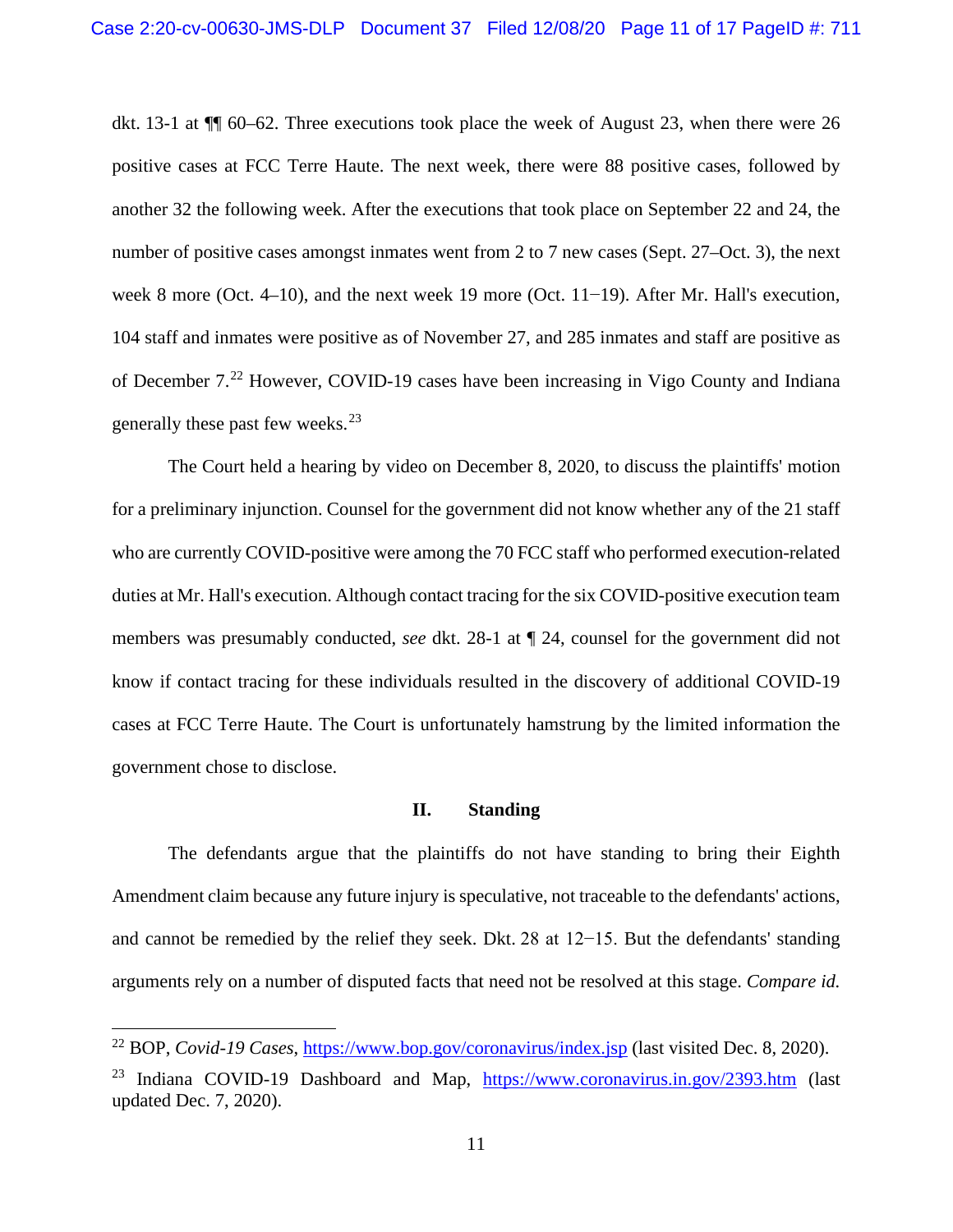dkt. 13-1 at ¶¶ 60–62. Three executions took place the week of August 23, when there were 26 positive cases at FCC Terre Haute. The next week, there were 88 positive cases, followed by another 32 the following week. After the executions that took place on September 22 and 24, the number of positive cases amongst inmates went from 2 to 7 new cases (Sept. 27–Oct. 3), the next week 8 more (Oct. 4–10), and the next week 19 more (Oct. 11−19). After Mr. Hall's execution, 104 staff and inmates were positive as of November 27, and 285 inmates and staff are positive as of December 7.[22] However, COVID-19 cases have been increasing in Vigo County and Indiana generally these past few weeks.[23]

The Court held a hearing by video on December 8, 2020, to discuss the plaintiffs' motion for a preliminary injunction. Counsel for the government did not know whether any of the 21 staff who are currently COVID-positive were among the 70 FCC staff who performed execution-related duties at Mr. Hall's execution. Although contact tracing for the six COVID-positive execution team members was presumably conducted, *see* dkt. 28-1 at ¶ 24, counsel for the government did not know if contact tracing for these individuals resulted in the discovery of additional COVID-19 cases at FCC Terre Haute. The Court is unfortunately hamstrung by the limited information the government chose to disclose.

## II. Standing

The defendants argue that the plaintiffs do not have standing to bring their Eighth Amendment claim because any future injury is speculative, not traceable to the defendants' actions, and cannot be remedied by the relief they seek. Dkt. 28 at 12−15. But the defendants' standing arguments rely on a number of disputed facts that need not be resolved at this stage. *Compare id.*

---

[22] BOP, *Covid-19 Cases*, https://www.bop.gov/coronavirus/index.jsp (last visited Dec. 8, 2020).

[23] Indiana COVID-19 Dashboard and Map, https://www.coronavirus.in.gov/2393.htm (last updated Dec. 7, 2020).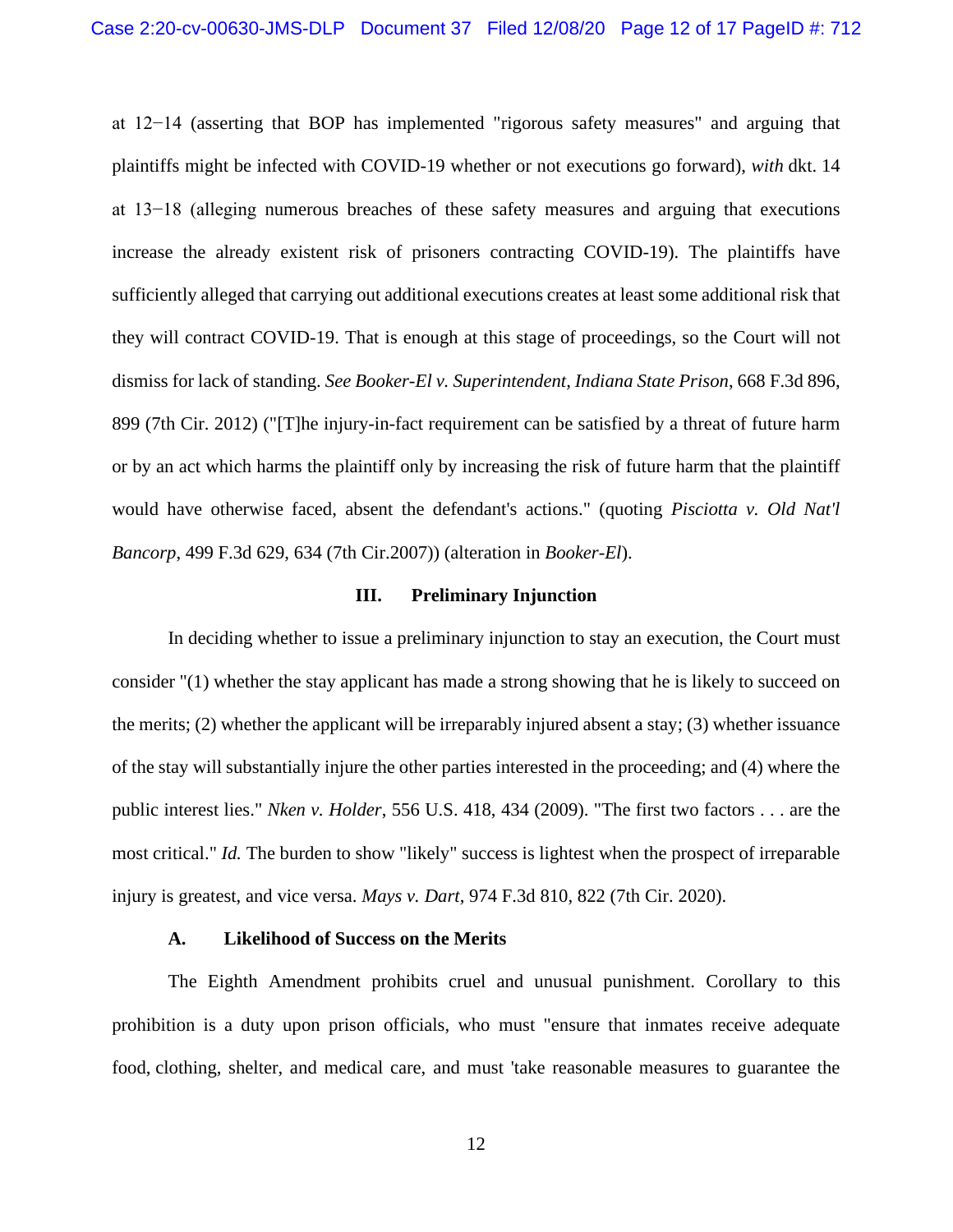at 12−14 (asserting that BOP has implemented "rigorous safety measures" and arguing that plaintiffs might be infected with COVID-19 whether or not executions go forward), *with* dkt. 14 at 13−18 (alleging numerous breaches of these safety measures and arguing that executions increase the already existent risk of prisoners contracting COVID-19). The plaintiffs have sufficiently alleged that carrying out additional executions creates at least some additional risk that they will contract COVID-19. That is enough at this stage of proceedings, so the Court will not dismiss for lack of standing. *See Booker-El v. Superintendent, Indiana State Prison*, 668 F.3d 896, 899 (7th Cir. 2012) ("[T]he injury-in-fact requirement can be satisfied by a threat of future harm or by an act which harms the plaintiff only by increasing the risk of future harm that the plaintiff would have otherwise faced, absent the defendant's actions." (quoting *Pisciotta v. Old Nat'l Bancorp*, 499 F.3d 629, 634 (7th Cir.2007)) (alteration in *Booker-El*).

## III. Preliminary Injunction

In deciding whether to issue a preliminary injunction to stay an execution, the Court must consider "(1) whether the stay applicant has made a strong showing that he is likely to succeed on the merits; (2) whether the applicant will be irreparably injured absent a stay; (3) whether issuance of the stay will substantially injure the other parties interested in the proceeding; and (4) where the public interest lies." *Nken v. Holder*, 556 U.S. 418, 434 (2009). "The first two factors . . . are the most critical." *Id.* The burden to show "likely" success is lightest when the prospect of irreparable injury is greatest, and vice versa. *Mays v. Dart*, 974 F.3d 810, 822 (7th Cir. 2020).

### A. Likelihood of Success on the Merits

The Eighth Amendment prohibits cruel and unusual punishment. Corollary to this prohibition is a duty upon prison officials, who must "ensure that inmates receive adequate food, clothing, shelter, and medical care, and must 'take reasonable measures to guarantee the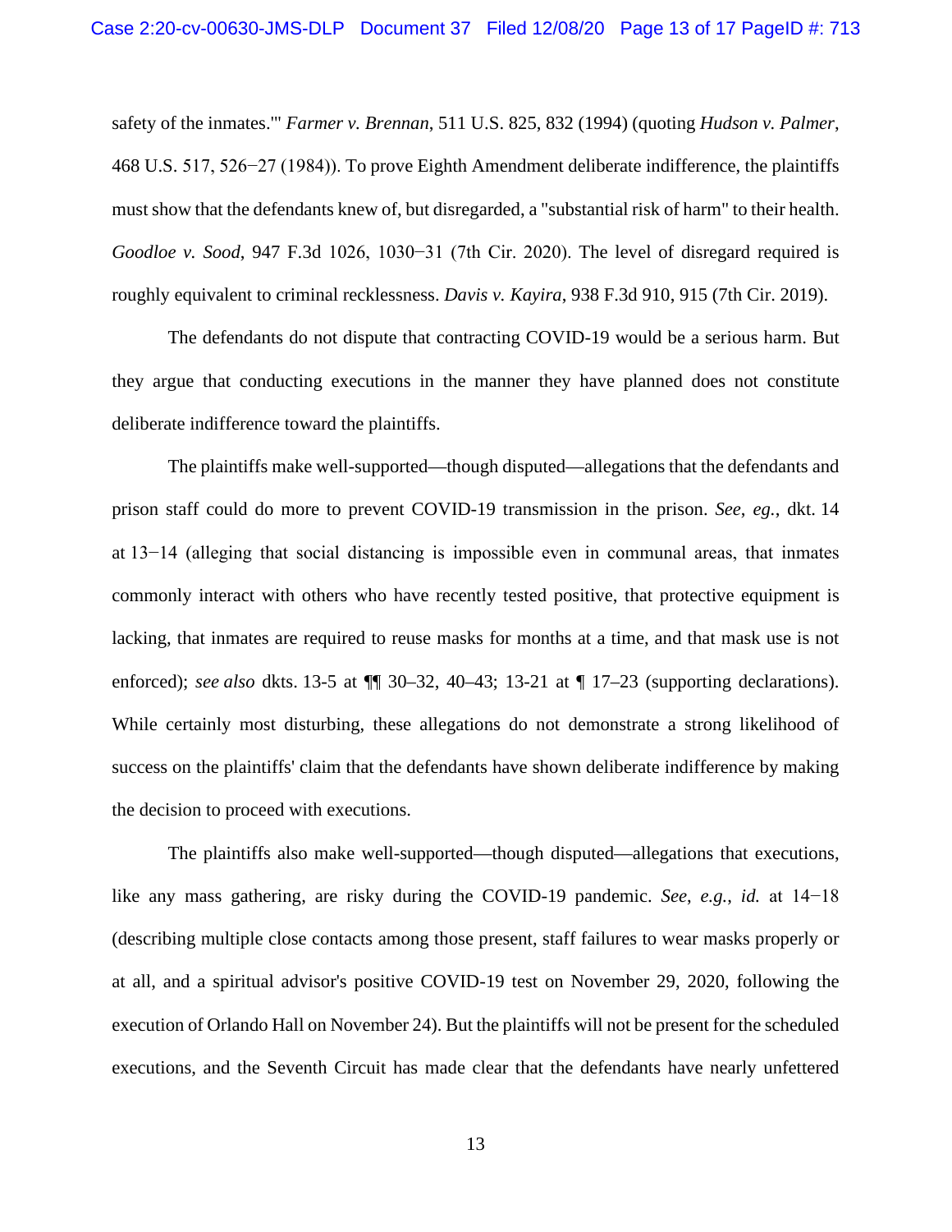safety of the inmates.'" *Farmer v. Brennan*, 511 U.S. 825, 832 (1994) (quoting *Hudson v. Palmer*, 468 U.S. 517, 526−27 (1984)). To prove Eighth Amendment deliberate indifference, the plaintiffs must show that the defendants knew of, but disregarded, a "substantial risk of harm" to their health. *Goodloe v. Sood*, 947 F.3d 1026, 1030−31 (7th Cir. 2020). The level of disregard required is roughly equivalent to criminal recklessness. *Davis v. Kayira*, 938 F.3d 910, 915 (7th Cir. 2019).

The defendants do not dispute that contracting COVID-19 would be a serious harm. But they argue that conducting executions in the manner they have planned does not constitute deliberate indifference toward the plaintiffs.

The plaintiffs make well-supported—though disputed—allegations that the defendants and prison staff could do more to prevent COVID-19 transmission in the prison. *See, eg.*, dkt. 14 at 13−14 (alleging that social distancing is impossible even in communal areas, that inmates commonly interact with others who have recently tested positive, that protective equipment is lacking, that inmates are required to reuse masks for months at a time, and that mask use is not enforced); *see also* dkts. 13-5 at ¶¶ 30–32, 40–43; 13-21 at ¶ 17–23 (supporting declarations). While certainly most disturbing, these allegations do not demonstrate a strong likelihood of success on the plaintiffs' claim that the defendants have shown deliberate indifference by making the decision to proceed with executions.

The plaintiffs also make well-supported—though disputed—allegations that executions, like any mass gathering, are risky during the COVID-19 pandemic. *See, e.g.*, *id.* at 14−18 (describing multiple close contacts among those present, staff failures to wear masks properly or at all, and a spiritual advisor's positive COVID-19 test on November 29, 2020, following the execution of Orlando Hall on November 24). But the plaintiffs will not be present for the scheduled executions, and the Seventh Circuit has made clear that the defendants have nearly unfettered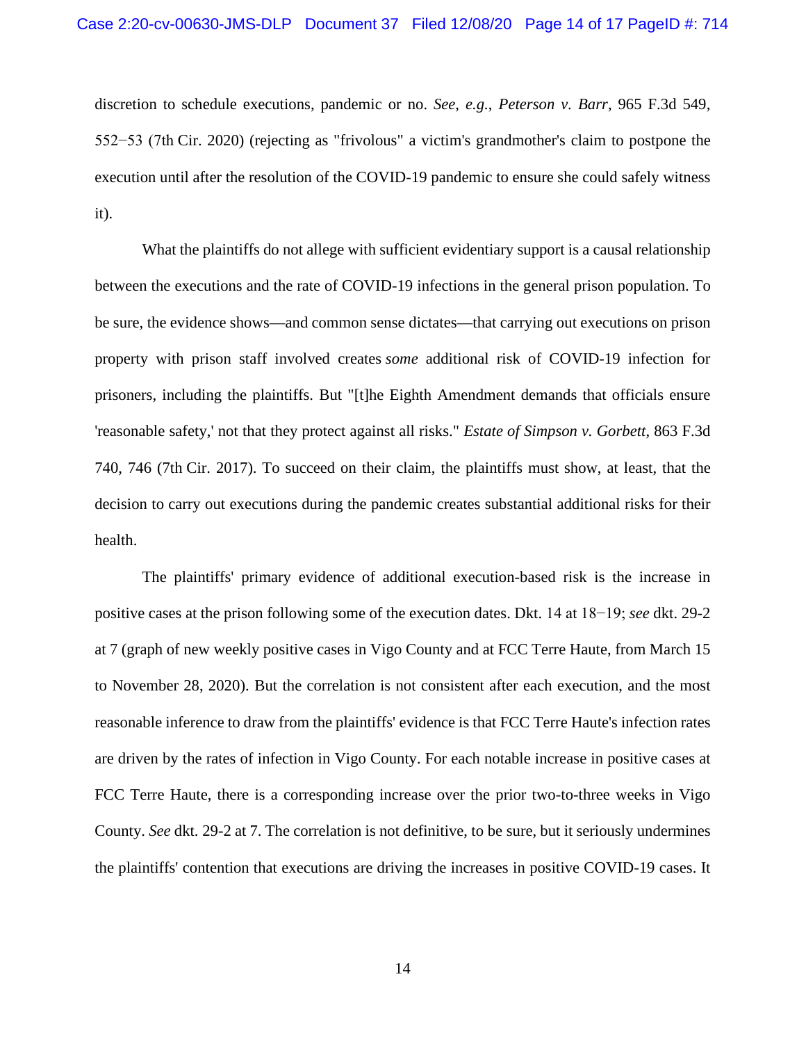discretion to schedule executions, pandemic or no. *See, e.g.*, *Peterson v. Barr*, 965 F.3d 549, 552−53 (7th Cir. 2020) (rejecting as "frivolous" a victim's grandmother's claim to postpone the execution until after the resolution of the COVID-19 pandemic to ensure she could safely witness it).

What the plaintiffs do not allege with sufficient evidentiary support is a causal relationship between the executions and the rate of COVID-19 infections in the general prison population. To be sure, the evidence shows—and common sense dictates—that carrying out executions on prison property with prison staff involved creates *some* additional risk of COVID-19 infection for prisoners, including the plaintiffs. But "[t]he Eighth Amendment demands that officials ensure 'reasonable safety,' not that they protect against all risks." *Estate of Simpson v. Gorbett*, 863 F.3d 740, 746 (7th Cir. 2017). To succeed on their claim, the plaintiffs must show, at least, that the decision to carry out executions during the pandemic creates substantial additional risks for their health.

The plaintiffs' primary evidence of additional execution-based risk is the increase in positive cases at the prison following some of the execution dates. Dkt. 14 at 18−19; *see* dkt. 29-2 at 7 (graph of new weekly positive cases in Vigo County and at FCC Terre Haute, from March 15 to November 28, 2020). But the correlation is not consistent after each execution, and the most reasonable inference to draw from the plaintiffs' evidence is that FCC Terre Haute's infection rates are driven by the rates of infection in Vigo County. For each notable increase in positive cases at FCC Terre Haute, there is a corresponding increase over the prior two-to-three weeks in Vigo County. *See* dkt. 29-2 at 7. The correlation is not definitive, to be sure, but it seriously undermines the plaintiffs' contention that executions are driving the increases in positive COVID-19 cases. It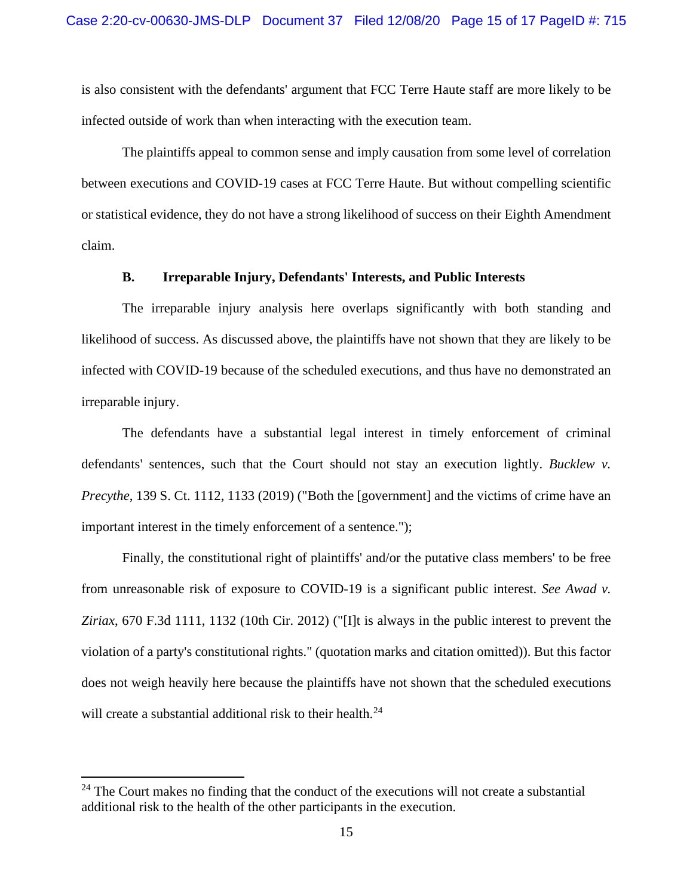is also consistent with the defendants' argument that FCC Terre Haute staff are more likely to be infected outside of work than when interacting with the execution team.

The plaintiffs appeal to common sense and imply causation from some level of correlation between executions and COVID-19 cases at FCC Terre Haute. But without compelling scientific or statistical evidence, they do not have a strong likelihood of success on their Eighth Amendment claim.

### B. Irreparable Injury, Defendants' Interests, and Public Interests

The irreparable injury analysis here overlaps significantly with both standing and likelihood of success. As discussed above, the plaintiffs have not shown that they are likely to be infected with COVID-19 because of the scheduled executions, and thus have no demonstrated an irreparable injury.

The defendants have a substantial legal interest in timely enforcement of criminal defendants' sentences, such that the Court should not stay an execution lightly. *Bucklew v. Precythe*, 139 S. Ct. 1112, 1133 (2019) ("Both the [government] and the victims of crime have an important interest in the timely enforcement of a sentence.");

Finally, the constitutional right of plaintiffs' and/or the putative class members' to be free from unreasonable risk of exposure to COVID-19 is a significant public interest. *See Awad v. Ziriax*, 670 F.3d 1111, 1132 (10th Cir. 2012) ("[I]t is always in the public interest to prevent the violation of a party's constitutional rights." (quotation marks and citation omitted)). But this factor does not weigh heavily here because the plaintiffs have not shown that the scheduled executions will create a substantial additional risk to their health.[24]

---

[24] The Court makes no finding that the conduct of the executions will not create a substantial additional risk to the health of the other participants in the execution.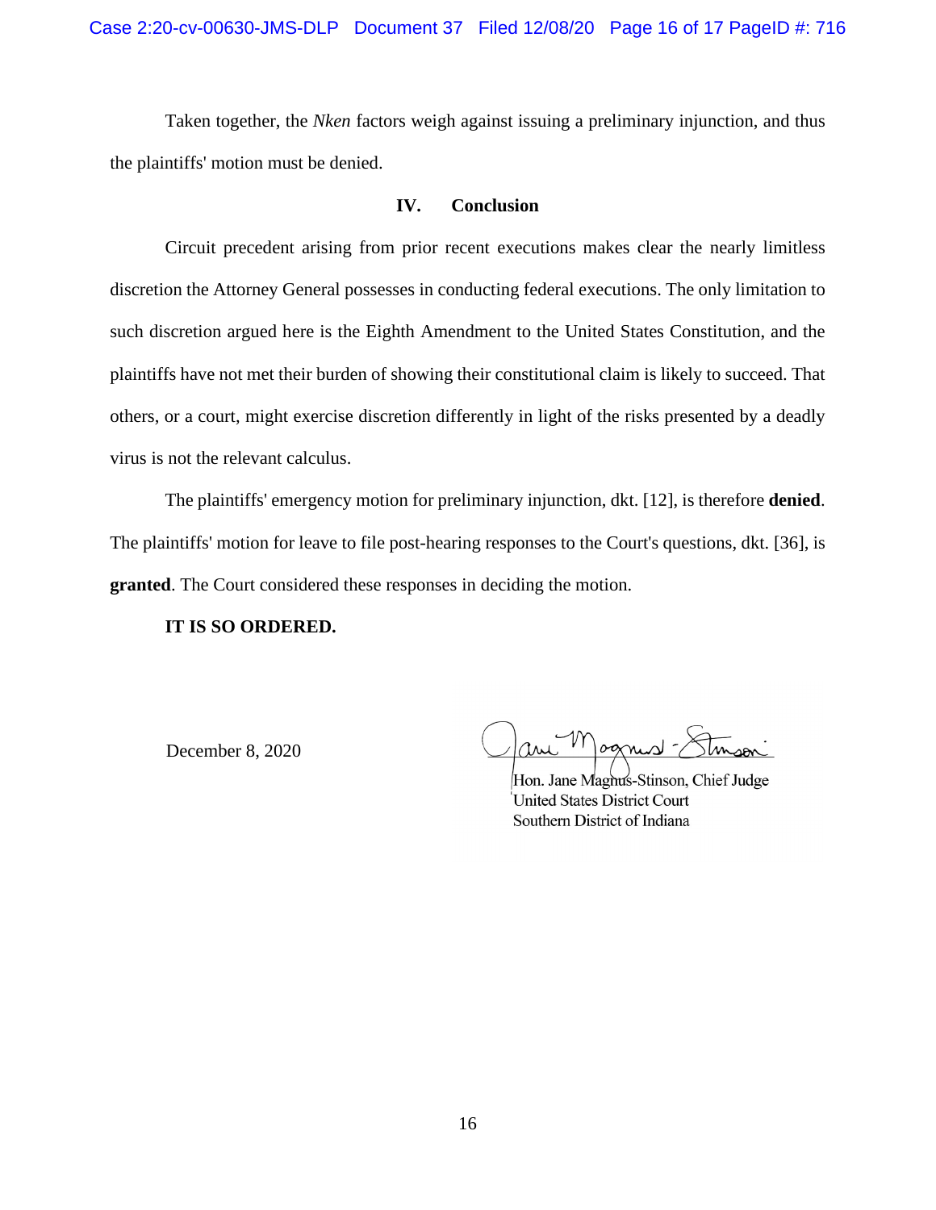Taken together, the *Nken* factors weigh against issuing a preliminary injunction, and thus the plaintiffs' motion must be denied.

## IV. Conclusion

Circuit precedent arising from prior recent executions makes clear the nearly limitless discretion the Attorney General possesses in conducting federal executions. The only limitation to such discretion argued here is the Eighth Amendment to the United States Constitution, and the plaintiffs have not met their burden of showing their constitutional claim is likely to succeed. That others, or a court, might exercise discretion differently in light of the risks presented by a deadly virus is not the relevant calculus.

The plaintiffs' emergency motion for preliminary injunction, dkt. [12], is therefore **denied**. The plaintiffs' motion for leave to file post-hearing responses to the Court's questions, dkt. [36], is **granted**. The Court considered these responses in deciding the motion.

**IT IS SO ORDERED.**

December 8, 2020

Hon. Jane Magnus-Stinson, Chief Judge
United States District Court
Southern District of Indiana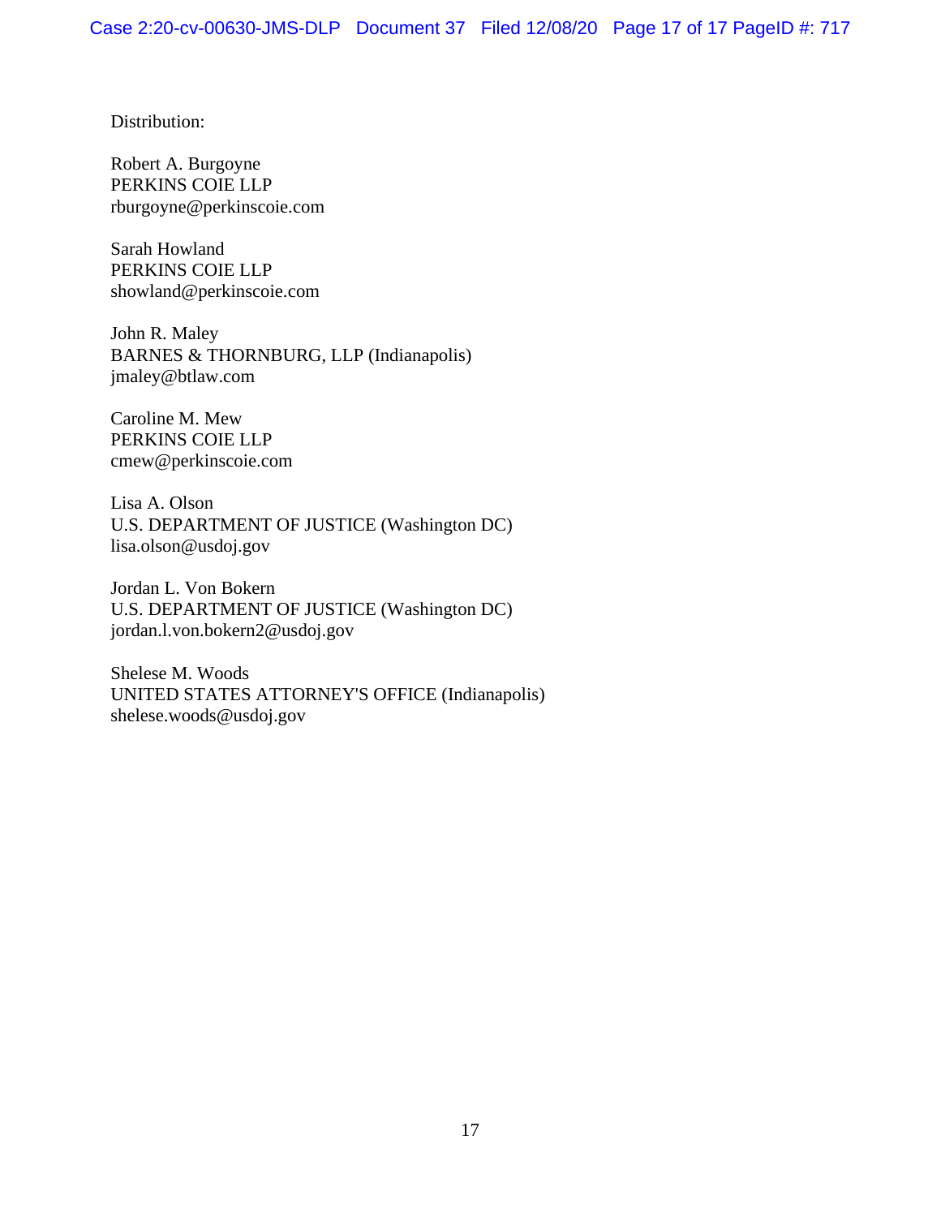Distribution:

Robert A. Burgoyne
PERKINS COIE LLP
rburgoyne@perkinscoie.com

Sarah Howland
PERKINS COIE LLP
showland@perkinscoie.com

John R. Maley
BARNES & THORNBURG, LLP (Indianapolis)
jmaley@btlaw.com

Caroline M. Mew
PERKINS COIE LLP
cmew@perkinscoie.com

Lisa A. Olson
U.S. DEPARTMENT OF JUSTICE (Washington DC)
lisa.olson@usdoj.gov

Jordan L. Von Bokern
U.S. DEPARTMENT OF JUSTICE (Washington DC)
jordan.l.von.bokern2@usdoj.gov

Shelese M. Woods
UNITED STATES ATTORNEY'S OFFICE (Indianapolis)
shelese.woods@usdoj.gov